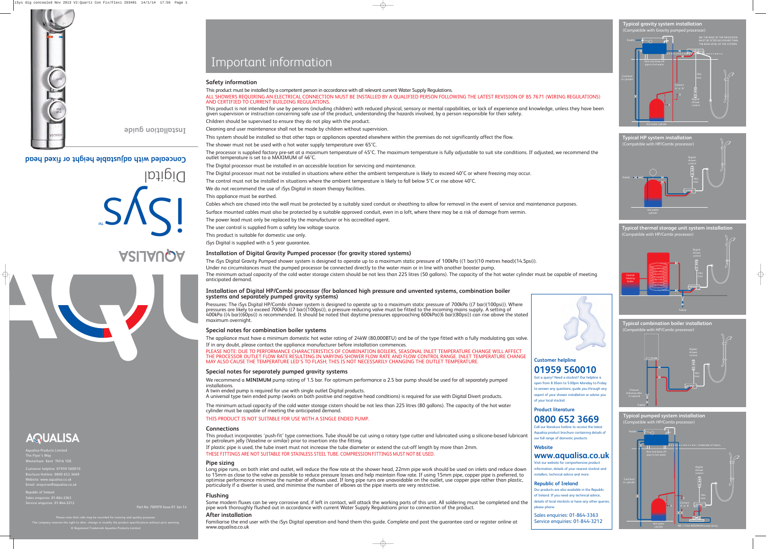# Important information

## Safety information

This product must be installed by a competent person in accordance with all relevant current Water Supply Regulations.

ALL SHOWERS REQUIRING AN ELECTRICAL CONNECTION MUST BE INSTALLED BY A QUALIFIED PERSON FOLLOWING THE LATEST REVISION OF BS 7671 (WIRING REGULATIONS) AND CERTIFIED TO CURRENT BUILDING REGULATIONS.

This product is not intended for use by persons (including children) with reduced physical, sensory or mental capabilities, or lack of experience and knowledge, unless they have been given supervision or instruction concerning safe use of the product, understanding the hazards involved, by a person responsible for their safety.

Children should be supervised to ensure they do not play with the product.

Cleaning and user maintenance shall not be made by children without supervision.

This system should be installed so that other taps or appliances operated elsewhere within the premises do not significantly affect the flow.

The shower must not be used with a hot water supply temperature over 65˚C.

The processor is supplied factory pre-set at a maximum temperature of 45˚C. The maximum temperature is fully adjustable to suit site conditions. If adjusted, we recommend the outlet temperature is set to a MAXIMUM of 46˚C.

The Digital processor must be installed in an accessible location for servicing and maintenance.

The Digital processor must not be installed in situations where either the ambient temperature is likely to exceed 40˚C or where freezing may occur.

The control must not be installed in situations where the ambient temperature is likely to fall below 5˚C or rise above 40˚C.

We do not recommend the use of iSys Digital in steam therapy facilities.

This appliance must be earthed.

Cables which are chased into the wall must be protected by a suitably sized conduit or sheathing to allow for removal in the event of service and maintenance purposes.

Surface mounted cables must also be protected by a suitable approved conduit, even in a loft, where there may be a risk of damage from vermin.

The power lead must only be replaced by the manufacturer or his accredited agent.

The user control is supplied from a safety low voltage source.

This product is suitable for domestic use only.

iSys Digital is supplied with a 5 year guarantee.

## Installation of Digital Gravity Pumped processor (for gravity stored systems)

The iSys Digital Gravity Pumped shower system is designed to operate up to a maximum static pressure of 100kPa ((1 bar)(10 metres head)(14.5psi)).

Under no circumstances must the pumped processor be connected directly to the water main or in line with another booster pump.

The minimum actual capacity of the cold water storage cistern should be not less than 225 litres (50 gallons). The capacity of the hot water cylinder must be capable of meeting anticipated demand.

## Installation of Digital HP/Combi processor (for balanced high pressure and unvented systems, combination boiler systems and separately pumped gravity systems)

Pressures: The iSys Digital HP/Combi shower system is designed to operate up to a maximum static pressure of 700kPa ((7 bar)(100psi)). Where pressures are likely to exceed 700kPa ((7 bar)(100psi)), a pressure reducing valve must be fitted to the incoming mains supply. A setting of 400kPa ((4 bar)(60psi)) is recommended. It should be noted that daytime pressures approaching 600kPa((6 bar)(80psi)) can rise above the stated maximum overnight.

## Special notes for combination boiler systems

The appliance must have a minimum domestic hot water rating of 24kW (80,000BTU) and be of the type fitted with a fully modulating gas valve. If in any doubt, please contact the appliance manufacturer before installation commences.

PLEASE NOTE: DUE TO PERFORMANCE CHARACTERISTICS OF COMBINATION BOILERS, SEASONAL INLET TEMPERATURE CHANGE WILL AFFECT THE PROCESSOR OUTLET FLOW RATE RESULTING IN VARYING SHOWER FLOW RATE AND FLOW CONTROL RANGE. INLET TEMPERATURE CHANGE MAY ALSO CAUSE THE TEMPERATURE LED'S TO FLASH; THIS IS NOT NECESSARILY CHANGING THE OUTLET TEMPERATURE.

## Special notes for separately pumped gravity systems

We recommend a **MINIMUM** pump rating of 1.5 bar. For optimum performance a 2.5 bar pump should be used for all separately pumped installations.

A twin ended pump is required for use with single outlet Digital products.

A universal type twin ended pump (works on both positive and negative head conditions) is required for use with Digital Divert products.

The minimum actual capacity of the cold water storage cistern should be not less than 225 litres (80 gallons). The capacity of the hot water cylinder must be capable of meeting the anticipated demand.

THIS PRODUCT IS NOT SUITABLE FOR USE WITH A SINGLE ENDED PUMP.

## Connections

This product incorporates 'push-fit' type connections. Tube should be cut using a rotary type cutter and lubricated using a silicone-based lubricant or petroleum jelly (Vaseline or similar) prior to insertion into the fitting.

If plastic pipe is used, the tube insert must not increase the tube diameter or extend the cut-off length by more than 2mm.

THESE FITTINGS ARE NOT SUITABLE FOR STAINLESS STEEL TUBE. COMPRESSION FITTINGS MUST NOT BE USED.

## Pipe sizing

Long pipe runs, on both inlet and outlet, will reduce the flow rate at the shower head, 22mm pipe work should be used on inlets and reduce down to 15mm as close to the valve as possible to reduce pressure losses and help maintain flow rate. If using 15mm pipe, copper pipe is preferred, to optimise performance minimise the number of elbows used. If long pipe runs are unavoidable on the outlet, use copper pipe rather than plastic, particularly if a diverter is used, and minimise the number of elbows as the pipe inserts are very restrictive.

## Flushing

Some modern fluxes can be very corrosive and, if left in contact, will attack the working parts of this unit. All soldering must be completed and the pipe work thoroughly flushed out in accordance with current Water Supply Regulations prior to connection of the product.

## After installation

Familiarise the end user with the iSys Digital operation and hand them this guide. Complete and post the guarantee card or register online at www.aqualisa.co.uk

### Customer helpline

**01959 560010**

Got a query? Need a stockist? Our helpline is open from 8.30am to 5.00pm Monday to Friday to answer any questions, guide you through any aspect of your shower installation or advise you of your local stockist.

### Product literature

**0800 652 3669**

Call our literature hotline to receive the latest Aqualisa product brochure containing details of our full range of domestic products.

### Website

**www.aqualisa.co.uk**

Visit our website for comprehensive product information, details of your nearest stockist and installers, technical advice and more.

### Republic of Ireland

Our products are also available in the Republic of Ireland. If you need any technical advice, details of local stockists or have any other queries, please phone:

Sales enquiries: 01-864-3363
Service enquiries: 01-844-3212

## Typical gravity system installation
(Compatible with Gravity pumped processor)

Supply — NB: THE BASE OF THE PROCESSOR MUST BE SET NO HIGHER THAN THE BASE LEVEL OF THE CISTERN — Vent and draw-off pipe to hot water — Cold feed to cylinder — Connect 'A' or 'B' — 10m max — Digital shower control — Hot water cylinder

## Typical HP system installation
(Compatible with HP/Combi processor)

Supply — Digital shower control — 10m max — Hot water cylinder

## Typical thermal storage unit system installation
(Compatible with HP/Combi processor)

Central heating boiler — Digital shower control — 10m max — Supply

## Typical combination boiler installation
(Compatible with HP/Combi processor)

Digital shower control — 10m max — Pressure reducing valve if required — Supply

## Typical pumped system installation
(Compatible with HP/Combi processor)

Supply — Underside of cistern — Vent and draw-off pipe to hot water — Cold feed to cylinder — Digital shower control — 10m max — Connect 'A' or 'B' — Hot water cylinder — NB: 1.5 bar MINIMUM pump rating

---

AQUALISA

iSys™ Digital

**Concealed with adjustable height or fixed head**

**Installation guide**

AQUALISA

Aqualisa Products Limited
The Flyer's Way
Westerham Kent TN16 1DE

Customer helpline: 01959 560010
Brochure Hotline: 0800 652 3669
Website: www.aqualisa.co.uk
Email: enquiries@aqualisa.co.uk

Republic of Ireland
Sales enquiries: 01-864-3363
Service enquiries: 01-844-3212

Part No: 700979 Issue 01 Jan 14

Please note that calls may be recorded for training and quality purposes
The company reserves the right to alter, change or modify the product specifications without prior warning
® Registered Trademark Aqualisa Products Limited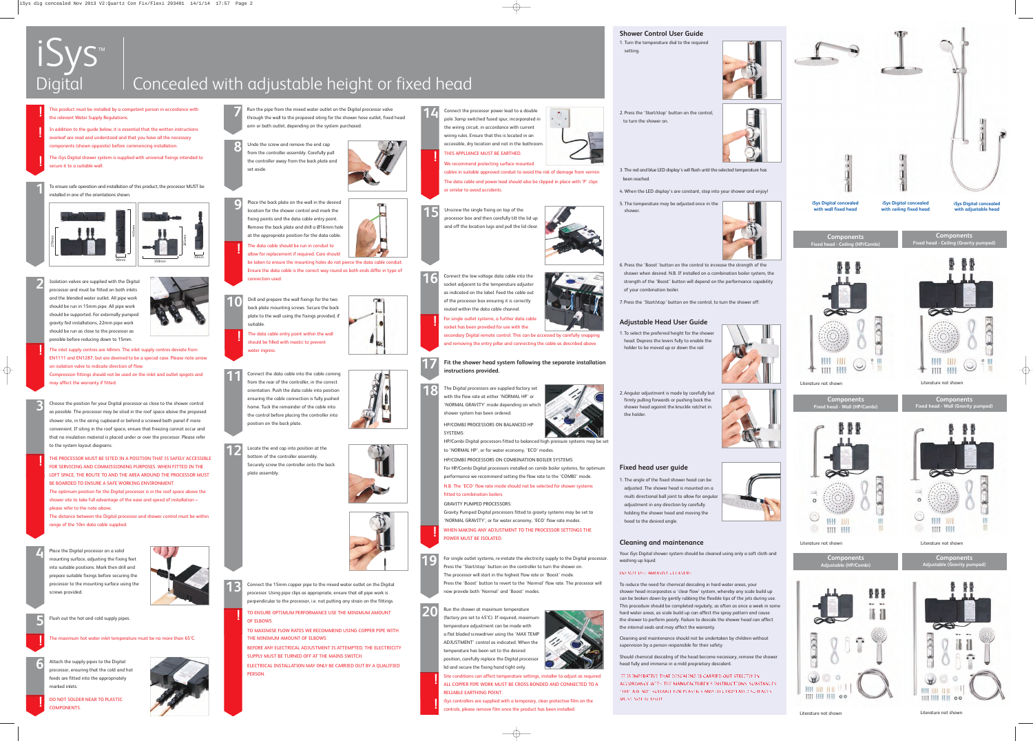# iSys™ Digital

## Concealed with adjustable height or fixed head

! This product must be installed by a competent person in accordance with the relevant Water Supply Regulations.

! In addition to the guide below, it is essential that the written instructions overleaf are read and understood and that you have all the necessary components (shown opposite) before commencing installation.

! The iSys Digital shower system is supplied with universal fixings intended to secure it to a suitable wall.

**1** To ensure safe operation and installation of this product, the processor MUST be installed in one of the orientations shown.

270mm
98mm
460mm
358mm
265mm
98mm

**2** Isolation valves are supplied with the Digital processor and must be fitted on both inlets and the blended water outlet. All pipe work should be run in 15mm pipe. All pipe work should be supported. For externally pumped gravity fed installations, 22mm pipe work should be run as close to the processor as possible before reducing down to 15mm.

! The inlet supply centres are 48mm. The inlet supply centres deviate from EN1111 and EN1287, but are deemed to be a special case. Please note arrow on isolation valve to indicate direction of flow. Compression fittings should not be used on the inlet and outlet spigots and may affect the warranty if fitted.

**3** Choose the position for your Digital processor as close to the shower control as possible. The processor may be sited in the roof space above the proposed shower site, in the airing cupboard or behind a screwed bath panel if more convenient. If siting in the roof space, ensure that freezing cannot occur and that no insulation material is placed under or over the processor. Please refer to the system layout diagrams.

! THE PROCESSOR MUST BE SITED IN A POSITION THAT IS SAFELY ACCESSIBLE FOR SERVICING AND COMMISSIONING PURPOSES. WHEN FITTED IN THE LOFT SPACE, THE ROUTE TO AND THE AREA AROUND THE PROCESSOR MUST BE BOARDED TO ENSURE A SAFE WORKING ENVIRONMENT.
The optimum position for the Digital processor is in the roof space above the shower site to take full advantage of the ease and speed of installation – please refer to the note above.
The distance between the Digital processor and shower control must be within range of the 10m data cable supplied.

**4** Place the Digital processor on a solid mounting surface, adjusting the fixing feet into suitable positions. Mark then drill and prepare suitable fixings before securing the processor to the mounting surface using the screws provided.

**5** Flush out the hot and cold supply pipes.

! The maximum hot water inlet temperature must be no more than 65˚C.

**6** Attach the supply pipes to the Digital processor, ensuring that the cold and hot feeds are fitted into the appropriately marked inlets.

! DO NOT SOLDER NEAR TO PLASTIC COMPONENTS.

**7** Run the pipe from the mixed water outlet on the Digital processor valve through the wall to the proposed siting for the shower hose outlet, fixed head arm or bath outlet, depending on the system purchased.

**8** Undo the screw and remove the end cap from the controller assembly. Carefully pull the controller away from the back plate and set aside.

**9** Place the back plate on the wall in the desired location for the shower control and mark the fixing points and the data cable entry point. Remove the back plate and drill a Ø16mm hole at the appropriate position for the data cable.

! The data cable should be run in conduit to allow for replacement if required. Care should be taken to ensure the mounting holes do not pierce the data cable conduit. Ensure the data cable is the correct way round as both ends differ in type of connection used.

**10** Drill and prepare the wall fixings for the two back plate mounting screws. Secure the back plate to the wall using the fixings provided, if suitable.

! The data cable entry point within the wall should be filled with mastic to prevent water ingress.

**11** Connect the data cable into the cable coming from the rear of the controller, in the correct orientation. Push the data cable into position ensuring the cable connection is fully pushed home. Tuck the remainder of the cable into the control before placing the controller into position on the back plate.

**12** Locate the end cap into position at the bottom of the controller assembly. Securely screw the controller onto the back plate assembly.

**13** Connect the 15mm copper pipe to the mixed water outlet on the Digital processor. Using pipe clips as appropriate, ensure that all pipe work is perpendicular to the processor, i.e. not putting any strain on the fittings.

! TO ENSURE OPTIMUM PERFORMANCE USE THE MINIMUM AMOUNT OF ELBOWS.
TO MAXIMISE FLOW RATES WE RECOMMEND USING COPPER PIPE WITH THE MINIMUM AMOUNT OF ELBOWS.
BEFORE ANY ELECTRICAL ADJUSTMENT IS ATTEMPTED, THE ELECTRICITY SUPPLY MUST BE TURNED OFF AT THE MAINS SWITCH.
ELECTRICAL INSTALLATION MAY ONLY BE CARRIED OUT BY A QUALIFIED PERSON.

**14** Connect the processor power lead to a double pole 3amp switched fused spur, incorporated in the wiring circuit, in accordance with current wiring rules. Ensure that this is located in an accessible, dry location and not in the bathroom.
THIS APPLIANCE MUST BE EARTHED.

! We recommend protecting surface mounted cables in suitable approved conduit to avoid the risk of damage from vermin. The data cable and power lead should also be clipped in place with 'P' clips or similar to avoid accidents.

**15** Unscrew the single fixing on top of the processor box and then carefully tilt the lid up and off the location lugs and pull the lid clear.

**16** Connect the low voltage data cable into the socket adjacent to the temperature adjuster as indicated on the label. Feed the cable out of the processor box ensuring it is correctly routed within the data cable channel.

! For single outlet systems, a further data cable socket has been provided for use with the secondary Digital remote control. This can be accessed by carefully snapping and removing the entry pillar and connecting the cable as described above.

**17** Fit the shower head system following the separate installation instructions provided.

**18** The Digital processors are supplied factory set with the flow rate at either 'NORMAL HP' or 'NORMAL GRAVITY' mode depending on which shower system has been ordered.

HP/COMBI PROCESSORS ON BALANCED HP SYSTEMS:
HP/Combi Digital processors fitted to balanced high pressure systems may be set to 'NORMAL HP', or for water economy, 'ECO' modes.

HP/COMBI PROCESSORS ON COMBINATION BOILER SYSTEMS:
For HP/Combi Digital processors installed on combi boiler systems, for optimum performance we recommend setting the flow rate to the 'COMBI' mode.
N.B. The 'ECO' flow rate mode should not be selected for shower systems fitted to combination boilers.

GRAVITY PUMPED PROCESSORS:
Gravity Pumped Digital processors fitted to gravity systems may be set to 'NORMAL GRAVITY', or for water economy, 'ECO' flow rate modes.

! WHEN MAKING ANY ADJUSTMENT TO THE PROCESSOR SETTINGS THE POWER MUST BE ISOLATED.

**19** For single outlet systems, re-instate the electricity supply to the Digital processor. Press the 'Start/stop' button on the controller to turn the shower on.
The processor will start in the highest flow rate or 'Boost' mode.
Press the 'Boost' button to revert to the 'Normal' flow rate. The processor will now provide both 'Normal' and 'Boost' modes.

**20** Run the shower at maximum temperature (factory pre set to 45˚C). If required, maximum temperature adjustment can be made with a flat bladed screwdriver using the 'MAX TEMP ADJUSTMENT' control as indicated. When the temperature has been set to the desired position, carefully replace the Digital processor lid and secure the fixing hand tight only.

! Site conditions can affect temperature settings, installer to adjust as required.
ALL COPPER PIPE WORK MUST BE CROSS-BONDED AND CONNECTED TO A RELIABLE EARTHING POINT.

! iSys controllers are supplied with a temporary, clear protective film on the controls, please remove film once the product has been installed.

## Shower Control User Guide

1. Turn the temperature dial to the required setting.
2. Press the 'Start/stop' button on the control, to turn the shower on.
3. The red and blue LED display's will flash until the selected temperature has been reached.
4. When the LED display's are constant, step into your shower and enjoy!
5. The temperature may be adjusted once in the shower.
6. Press the 'Boost' button on the control to increase the strength of the shower when desired. N.B. If installed on a combination boiler system, the strength of the 'Boost' button will depend on the performance capability of your combination boiler.
7. Press the 'Start/stop' button on the control, to turn the shower off.

## Adjustable Head User Guide

1. To select the preferred height for the shower head. Depress the levers fully to enable the holder to be moved up or down the rail.
2. Angular adjustment is made by carefully but firmly pulling forwards or pushing back the shower head against the knuckle ratchet in the holder.

## Fixed head user guide

1. The angle of the fixed shower head can be adjusted. The shower head is mounted on a multi directional ball joint to allow for angular adjustment in any direction by carefully holding the shower head and moving the head to the desired angle.

## Cleaning and maintenance

Your iSys Digital shower system should be cleaned using only a soft cloth and washing up liquid.

DO NOT USE ABRASIVE CLEANERS.

To reduce the need for chemical descaling in hard water areas, your shower head incorporates a 'clear flow' system, whereby any scale build up can be broken down by carefully rubbing the flexible tips of the jets during use. This procedure should be completed regularly, as often as once a week in some hard water areas, as scale build up can affect the spray pattern and cause the shower to perform poorly. Failure to descale the shower head can affect the internal seals and may affect the warranty.

Cleaning and maintenance should not be undertaken by children without supervision by a person responsible for their safety.

Should chemical descaling of the head become necessary, remove the shower head fully and immerse in a mild proprietary descalent.

IT IS IMPERATIVE THAT DESCALING IS CARRIED OUT STRICTLY IN ACCORDANCE WITH THE MANUFACTURER'S INSTRUCTIONS. SUBSTANCES THAT ARE NOT SUITABLE FOR PLASTICS AND ELECTROPLATED SURFACES MUST NOT BE USED.

iSys Digital concealed with wall fixed head

iSys Digital concealed with ceiling fixed head

iSys Digital concealed with adjustable head

**Components**
Fixed head - Ceiling (HP/Combi)

Literature not shown

**Components**
Fixed head - Ceiling (Gravity pumped)

Literature not shown

**Components**
Fixed head - Wall (HP/Combi)

Literature not shown

**Components**
Fixed head - Wall (Gravity pumped)

Literature not shown

**Components**
Adjustable (HP/Combi)

Literature not shown

**Components**
Adjustable (Gravity pumped)

Literature not shown